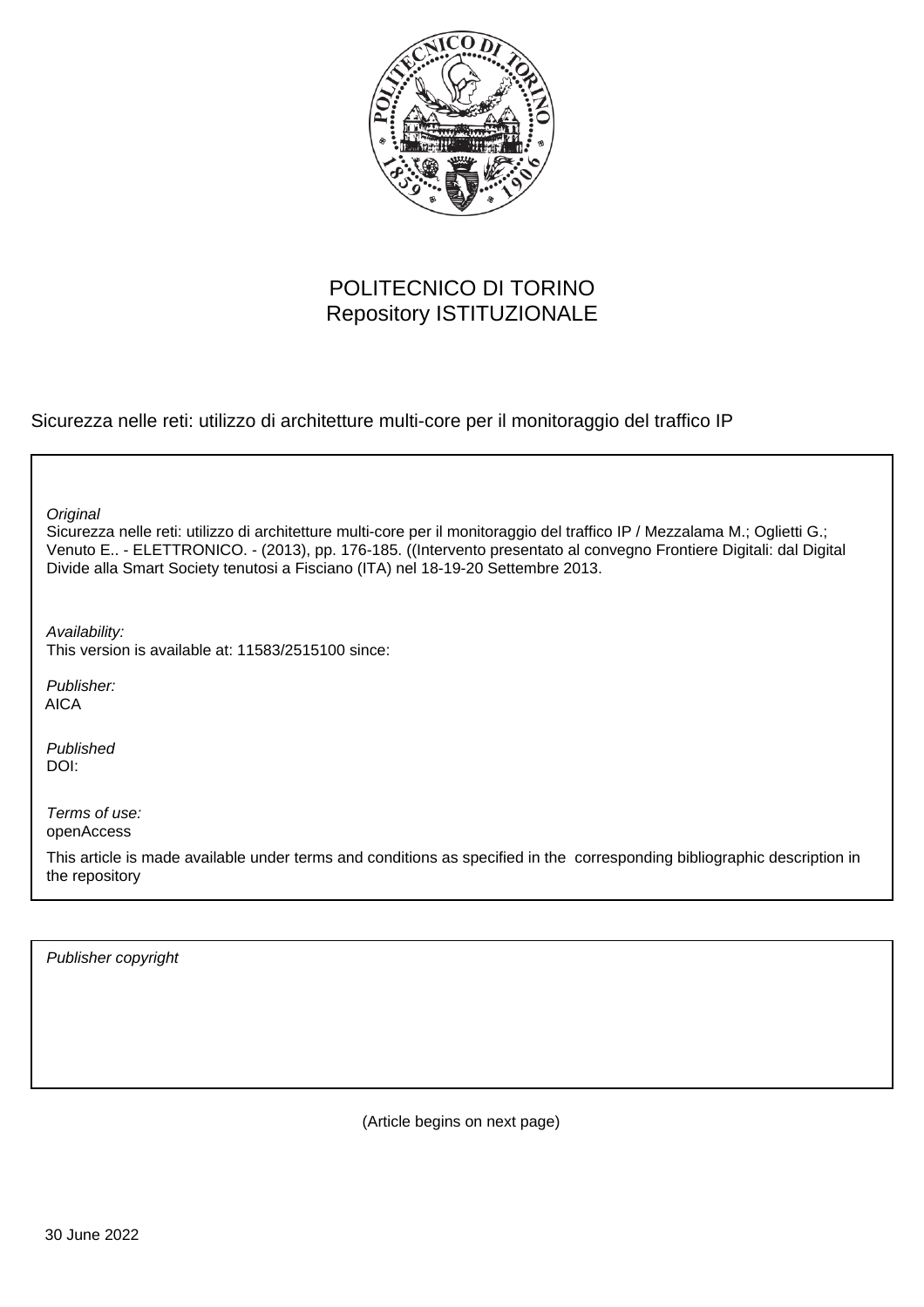POLITECNICO DI TORINO
Repository ISTITUZIONALE

Sicurezza nelle reti: utilizzo di architetture multi-core per il monitoraggio del traffico IP

*Original*
Sicurezza nelle reti: utilizzo di architetture multi-core per il monitoraggio del traffico IP / Mezzalama M.; Oglietti G.; Venuto E.. - ELETTRONICO. - (2013), pp. 176-185. ((Intervento presentato al convegno Frontiere Digitali: dal Digital Divide alla Smart Society tenutosi a Fisciano (ITA) nel 18-19-20 Settembre 2013.

*Availability:*
This version is available at: 11583/2515100 since:

*Publisher:*
AICA

*Published*
DOI:

*Terms of use:*
openAccess

This article is made available under terms and conditions as specified in the corresponding bibliographic description in the repository

*Publisher copyright*

(Article begins on next page)

30 June 2022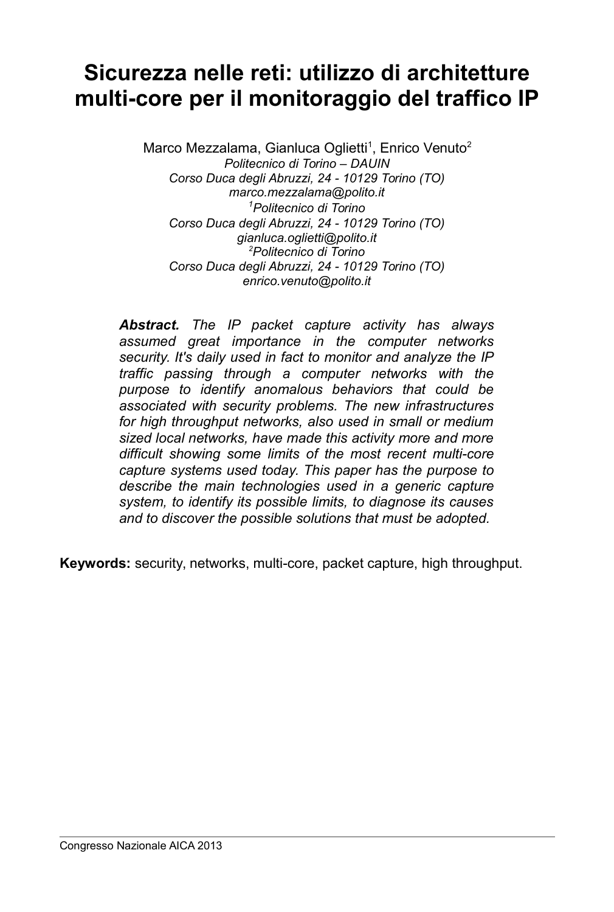# Sicurezza nelle reti: utilizzo di architetture multi-core per il monitoraggio del traffico IP

Marco Mezzalama, Gianluca Oglietti[1], Enrico Venuto[2]

*Politecnico di Torino – DAUIN*
*Corso Duca degli Abruzzi, 24 - 10129 Torino (TO)*
*marco.mezzalama@polito.it*
*[1]Politecnico di Torino*
*Corso Duca degli Abruzzi, 24 - 10129 Torino (TO)*
*gianluca.oglietti@polito.it*
*[2]Politecnico di Torino*
*Corso Duca degli Abruzzi, 24 - 10129 Torino (TO)*
*enrico.venuto@polito.it*

***Abstract.*** *The IP packet capture activity has always assumed great importance in the computer networks security. It's daily used in fact to monitor and analyze the IP traffic passing through a computer networks with the purpose to identify anomalous behaviors that could be associated with security problems. The new infrastructures for high throughput networks, also used in small or medium sized local networks, have made this activity more and more difficult showing some limits of the most recent multi-core capture systems used today. This paper has the purpose to describe the main technologies used in a generic capture system, to identify its possible limits, to diagnose its causes and to discover the possible solutions that must be adopted.*

**Keywords:** security, networks, multi-core, packet capture, high throughput.